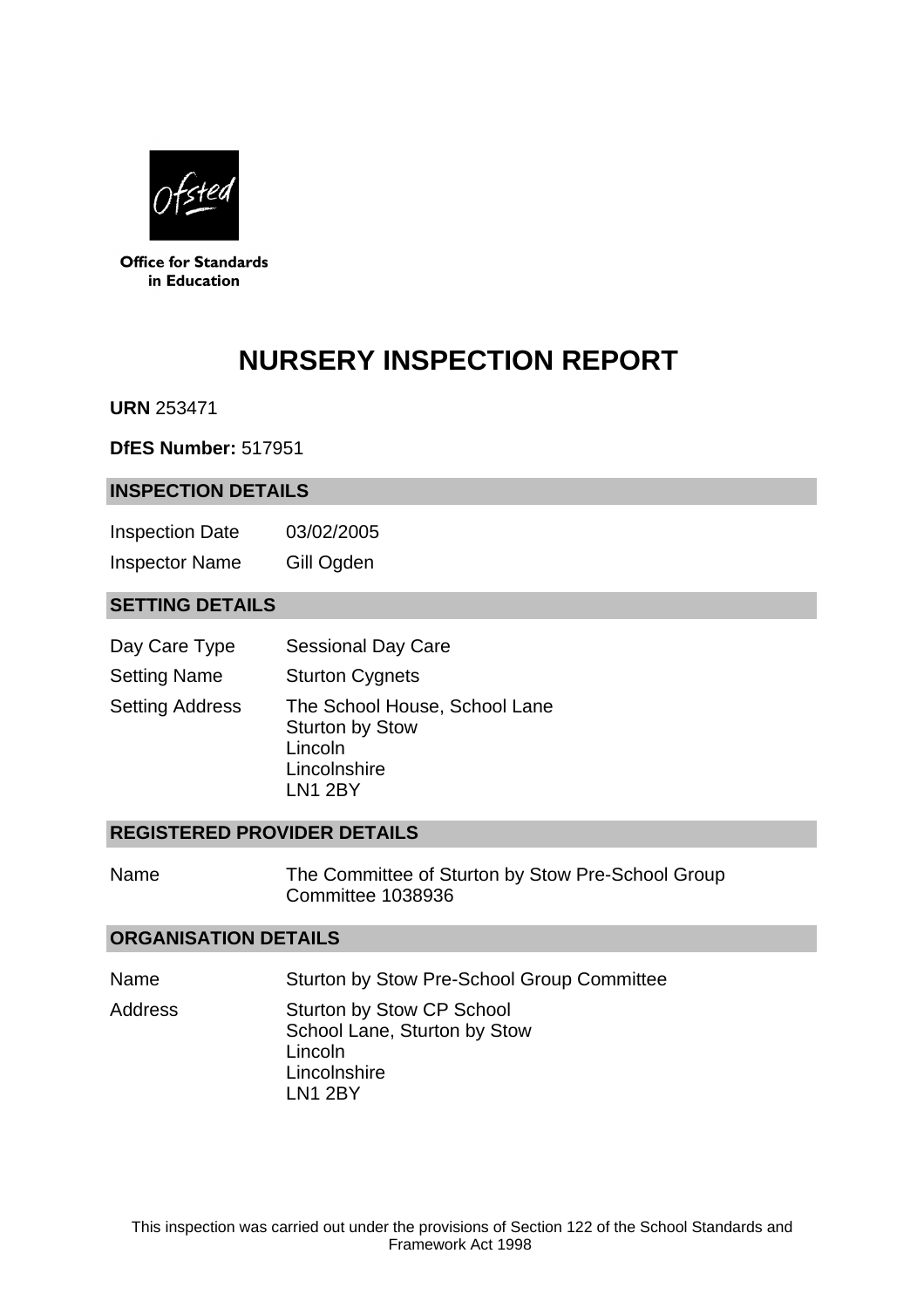Office for Standards in Education

# NURSERY INSPECTION REPORT

**URN** 253471

**DfES Number:** 517951

## INSPECTION DETAILS

| | |
|---|---|
| Inspection Date | 03/02/2005 |
| Inspector Name | Gill Ogden |

## SETTING DETAILS

| | |
|---|---|
| Day Care Type | Sessional Day Care |
| Setting Name | Sturton Cygnets |
| Setting Address | The School House, School Lane<br>Sturton by Stow<br>Lincoln<br>Lincolnshire<br>LN1 2BY |

## REGISTERED PROVIDER DETAILS

| | |
|---|---|
| Name | The Committee of Sturton by Stow Pre-School Group Committee 1038936 |

## ORGANISATION DETAILS

| | |
|---|---|
| Name | Sturton by Stow Pre-School Group Committee |
| Address | Sturton by Stow CP School<br>School Lane, Sturton by Stow<br>Lincoln<br>Lincolnshire<br>LN1 2BY |

This inspection was carried out under the provisions of Section 122 of the School Standards and Framework Act 1998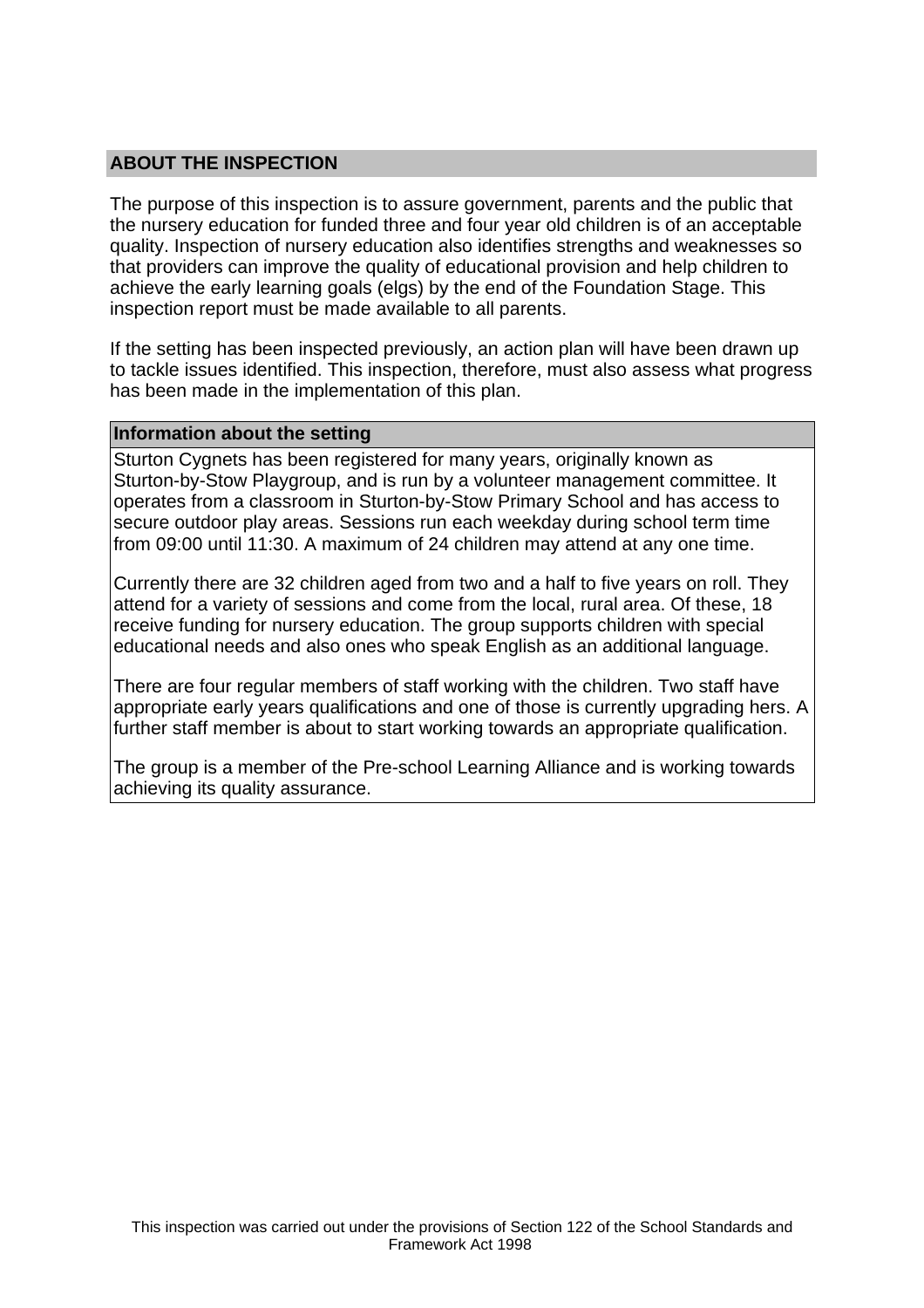## ABOUT THE INSPECTION

The purpose of this inspection is to assure government, parents and the public that the nursery education for funded three and four year old children is of an acceptable quality. Inspection of nursery education also identifies strengths and weaknesses so that providers can improve the quality of educational provision and help children to achieve the early learning goals (elgs) by the end of the Foundation Stage. This inspection report must be made available to all parents.

If the setting has been inspected previously, an action plan will have been drawn up to tackle issues identified. This inspection, therefore, must also assess what progress has been made in the implementation of this plan.

### Information about the setting

Sturton Cygnets has been registered for many years, originally known as Sturton-by-Stow Playgroup, and is run by a volunteer management committee. It operates from a classroom in Sturton-by-Stow Primary School and has access to secure outdoor play areas. Sessions run each weekday during school term time from 09:00 until 11:30. A maximum of 24 children may attend at any one time.

Currently there are 32 children aged from two and a half to five years on roll. They attend for a variety of sessions and come from the local, rural area. Of these, 18 receive funding for nursery education. The group supports children with special educational needs and also ones who speak English as an additional language.

There are four regular members of staff working with the children. Two staff have appropriate early years qualifications and one of those is currently upgrading hers. A further staff member is about to start working towards an appropriate qualification.

The group is a member of the Pre-school Learning Alliance and is working towards achieving its quality assurance.

This inspection was carried out under the provisions of Section 122 of the School Standards and Framework Act 1998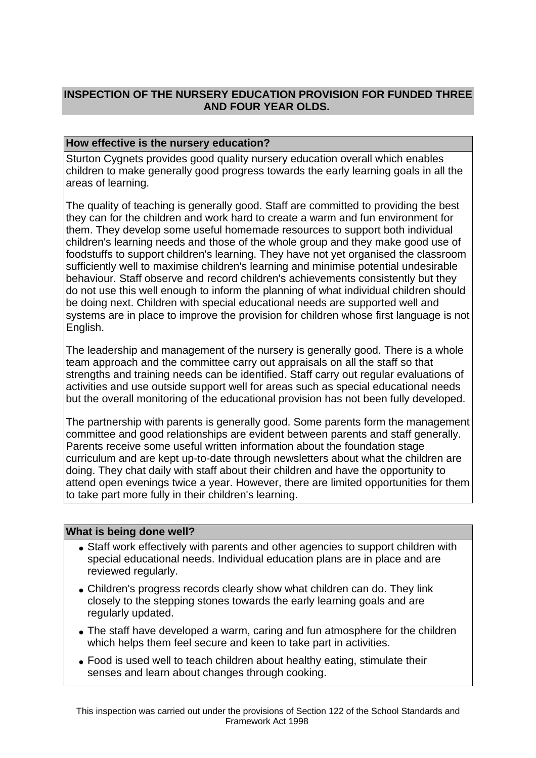## INSPECTION OF THE NURSERY EDUCATION PROVISION FOR FUNDED THREE AND FOUR YEAR OLDS.

### How effective is the nursery education?

Sturton Cygnets provides good quality nursery education overall which enables children to make generally good progress towards the early learning goals in all the areas of learning.

The quality of teaching is generally good. Staff are committed to providing the best they can for the children and work hard to create a warm and fun environment for them. They develop some useful homemade resources to support both individual children's learning needs and those of the whole group and they make good use of foodstuffs to support children's learning. They have not yet organised the classroom sufficiently well to maximise children's learning and minimise potential undesirable behaviour. Staff observe and record children's achievements consistently but they do not use this well enough to inform the planning of what individual children should be doing next. Children with special educational needs are supported well and systems are in place to improve the provision for children whose first language is not English.

The leadership and management of the nursery is generally good. There is a whole team approach and the committee carry out appraisals on all the staff so that strengths and training needs can be identified. Staff carry out regular evaluations of activities and use outside support well for areas such as special educational needs but the overall monitoring of the educational provision has not been fully developed.

The partnership with parents is generally good. Some parents form the management committee and good relationships are evident between parents and staff generally. Parents receive some useful written information about the foundation stage curriculum and are kept up-to-date through newsletters about what the children are doing. They chat daily with staff about their children and have the opportunity to attend open evenings twice a year. However, there are limited opportunities for them to take part more fully in their children's learning.

### What is being done well?

- Staff work effectively with parents and other agencies to support children with special educational needs. Individual education plans are in place and are reviewed regularly.
- Children's progress records clearly show what children can do. They link closely to the stepping stones towards the early learning goals and are regularly updated.
- The staff have developed a warm, caring and fun atmosphere for the children which helps them feel secure and keen to take part in activities.
- Food is used well to teach children about healthy eating, stimulate their senses and learn about changes through cooking.

This inspection was carried out under the provisions of Section 122 of the School Standards and Framework Act 1998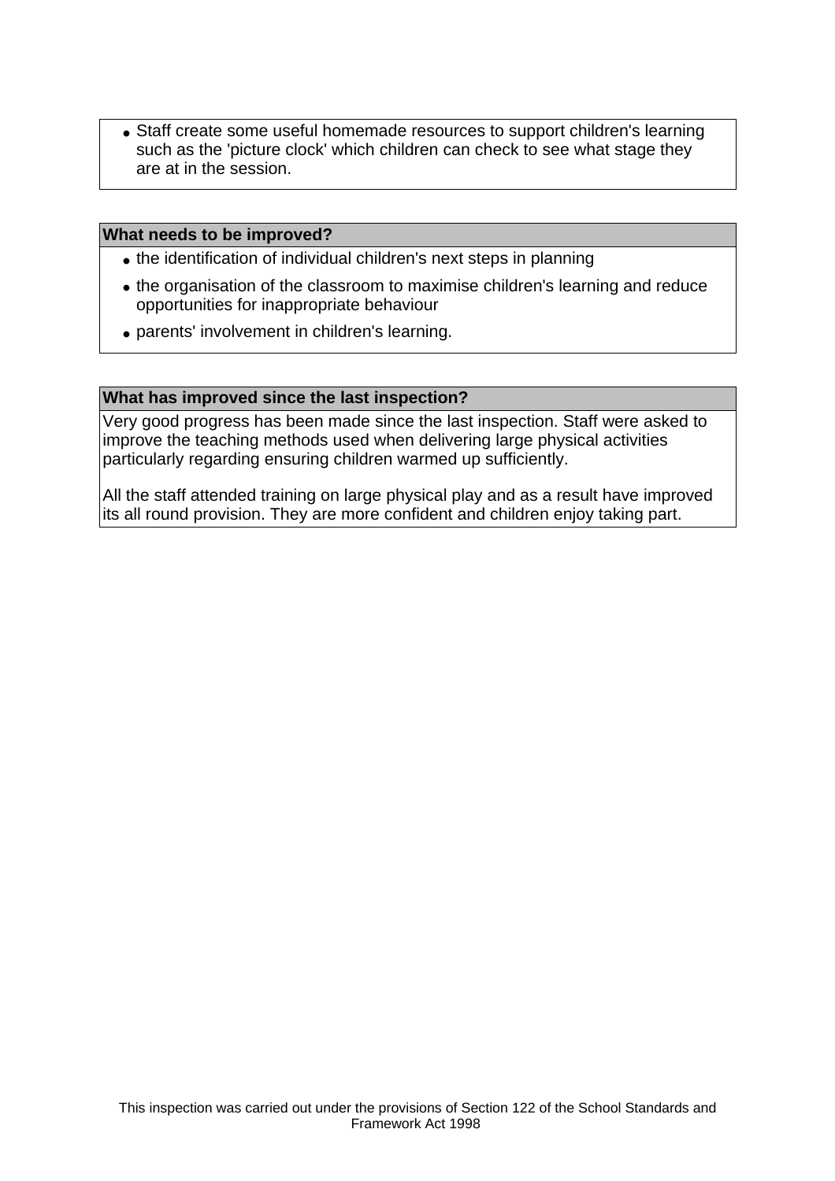- Staff create some useful homemade resources to support children's learning such as the 'picture clock' which children can check to see what stage they are at in the session.

**What needs to be improved?**

- the identification of individual children's next steps in planning
- the organisation of the classroom to maximise children's learning and reduce opportunities for inappropriate behaviour
- parents' involvement in children's learning.

**What has improved since the last inspection?**

Very good progress has been made since the last inspection. Staff were asked to improve the teaching methods used when delivering large physical activities particularly regarding ensuring children warmed up sufficiently.

All the staff attended training on large physical play and as a result have improved its all round provision. They are more confident and children enjoy taking part.

This inspection was carried out under the provisions of Section 122 of the School Standards and Framework Act 1998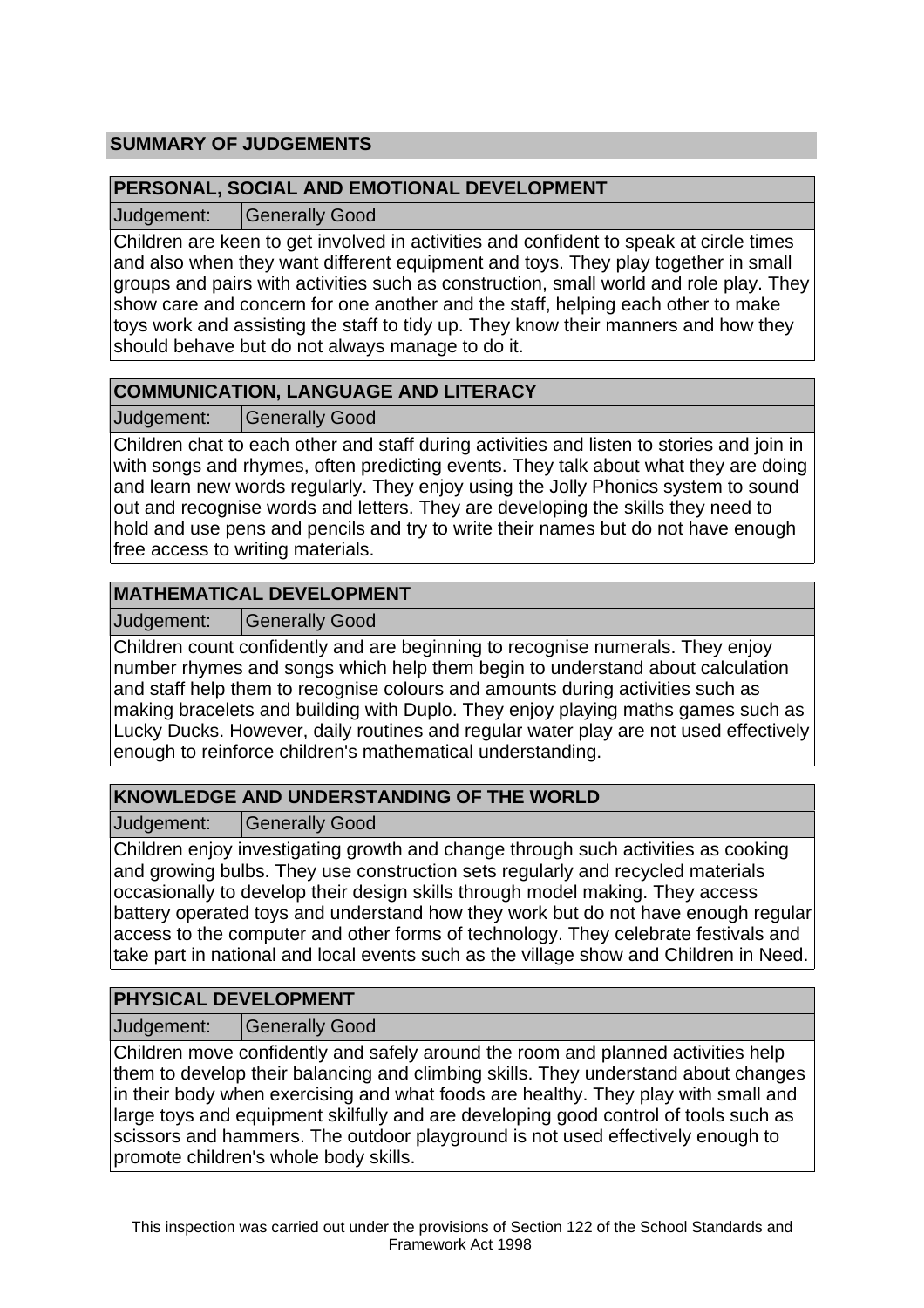## SUMMARY OF JUDGEMENTS

### PERSONAL, SOCIAL AND EMOTIONAL DEVELOPMENT

| Judgement: | Generally Good |
|---|---|

Children are keen to get involved in activities and confident to speak at circle times and also when they want different equipment and toys. They play together in small groups and pairs with activities such as construction, small world and role play. They show care and concern for one another and the staff, helping each other to make toys work and assisting the staff to tidy up. They know their manners and how they should behave but do not always manage to do it.

### COMMUNICATION, LANGUAGE AND LITERACY

| Judgement: | Generally Good |
|---|---|

Children chat to each other and staff during activities and listen to stories and join in with songs and rhymes, often predicting events. They talk about what they are doing and learn new words regularly. They enjoy using the Jolly Phonics system to sound out and recognise words and letters. They are developing the skills they need to hold and use pens and pencils and try to write their names but do not have enough free access to writing materials.

### MATHEMATICAL DEVELOPMENT

| Judgement: | Generally Good |
|---|---|

Children count confidently and are beginning to recognise numerals. They enjoy number rhymes and songs which help them begin to understand about calculation and staff help them to recognise colours and amounts during activities such as making bracelets and building with Duplo. They enjoy playing maths games such as Lucky Ducks. However, daily routines and regular water play are not used effectively enough to reinforce children's mathematical understanding.

### KNOWLEDGE AND UNDERSTANDING OF THE WORLD

| Judgement: | Generally Good |
|---|---|

Children enjoy investigating growth and change through such activities as cooking and growing bulbs. They use construction sets regularly and recycled materials occasionally to develop their design skills through model making. They access battery operated toys and understand how they work but do not have enough regular access to the computer and other forms of technology. They celebrate festivals and take part in national and local events such as the village show and Children in Need.

### PHYSICAL DEVELOPMENT

| Judgement: | Generally Good |
|---|---|

Children move confidently and safely around the room and planned activities help them to develop their balancing and climbing skills. They understand about changes in their body when exercising and what foods are healthy. They play with small and large toys and equipment skilfully and are developing good control of tools such as scissors and hammers. The outdoor playground is not used effectively enough to promote children's whole body skills.

This inspection was carried out under the provisions of Section 122 of the School Standards and Framework Act 1998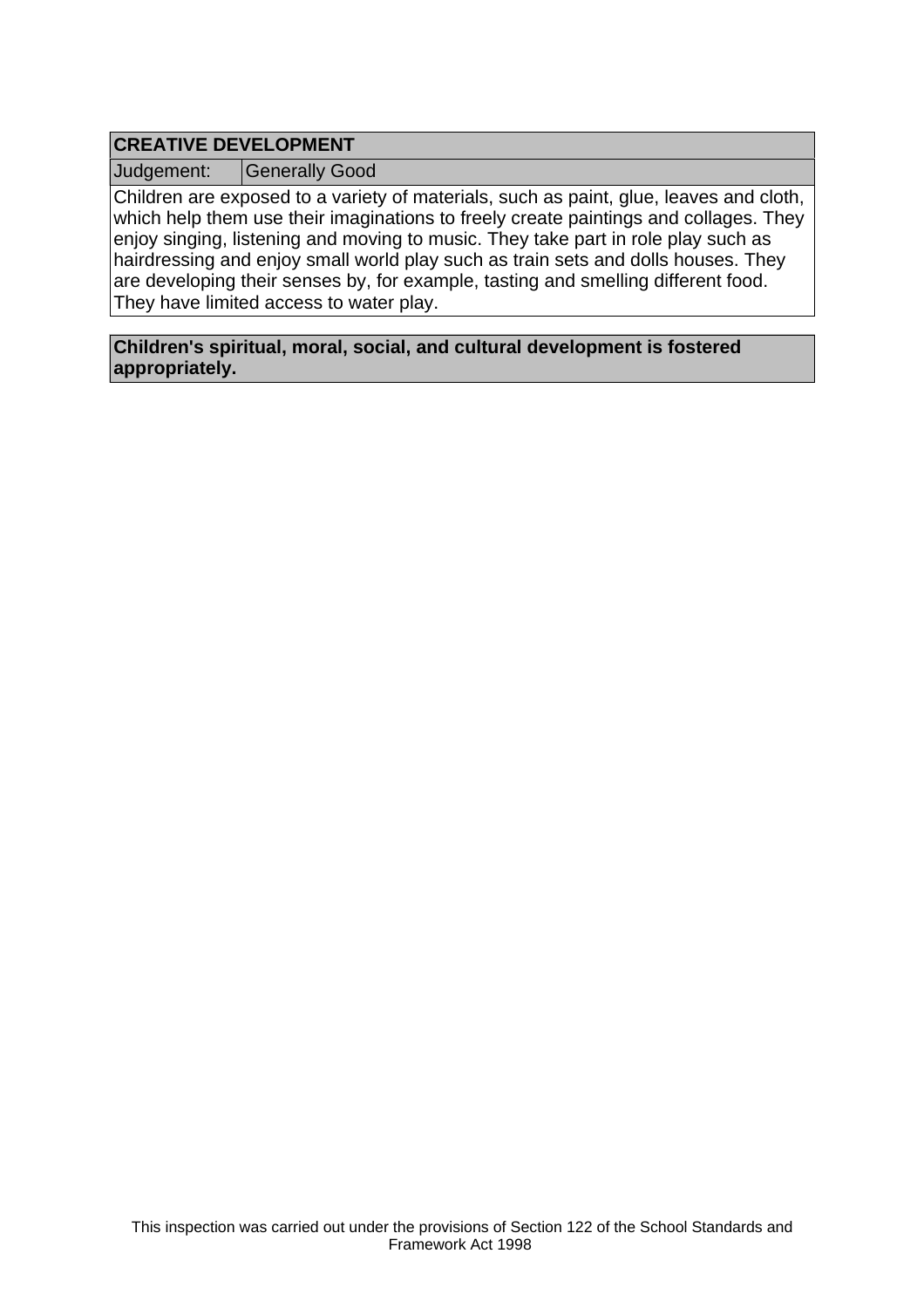| **CREATIVE DEVELOPMENT** | |
|---|---|
| Judgement: | Generally Good |

Children are exposed to a variety of materials, such as paint, glue, leaves and cloth, which help them use their imaginations to freely create paintings and collages. They enjoy singing, listening and moving to music. They take part in role play such as hairdressing and enjoy small world play such as train sets and dolls houses. They are developing their senses by, for example, tasting and smelling different food. They have limited access to water play.

**Children's spiritual, moral, social, and cultural development is fostered appropriately.**

This inspection was carried out under the provisions of Section 122 of the School Standards and Framework Act 1998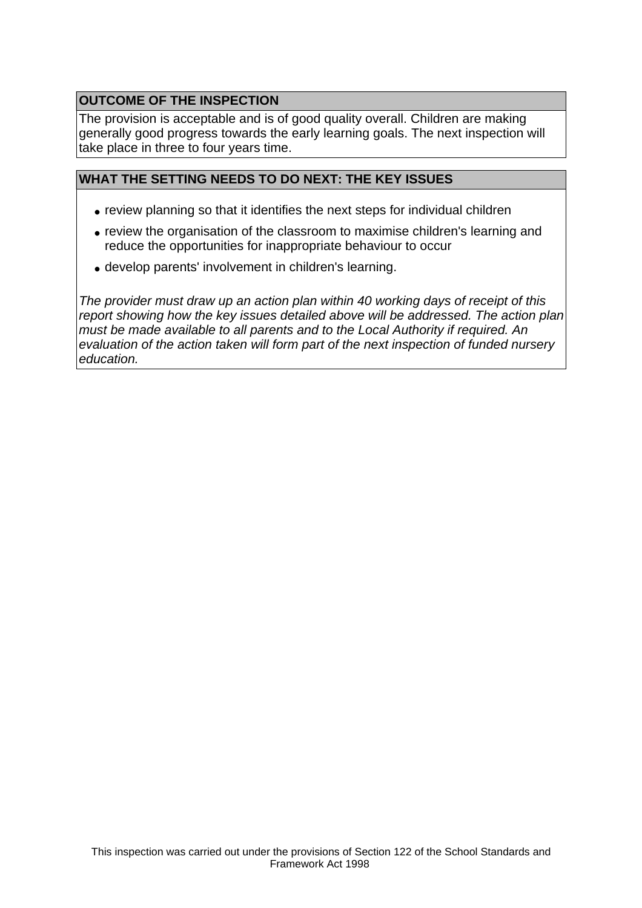## OUTCOME OF THE INSPECTION

The provision is acceptable and is of good quality overall. Children are making generally good progress towards the early learning goals. The next inspection will take place in three to four years time.

## WHAT THE SETTING NEEDS TO DO NEXT: THE KEY ISSUES

- review planning so that it identifies the next steps for individual children
- review the organisation of the classroom to maximise children's learning and reduce the opportunities for inappropriate behaviour to occur
- develop parents' involvement in children's learning.

*The provider must draw up an action plan within 40 working days of receipt of this report showing how the key issues detailed above will be addressed. The action plan must be made available to all parents and to the Local Authority if required. An evaluation of the action taken will form part of the next inspection of funded nursery education.*

This inspection was carried out under the provisions of Section 122 of the School Standards and Framework Act 1998